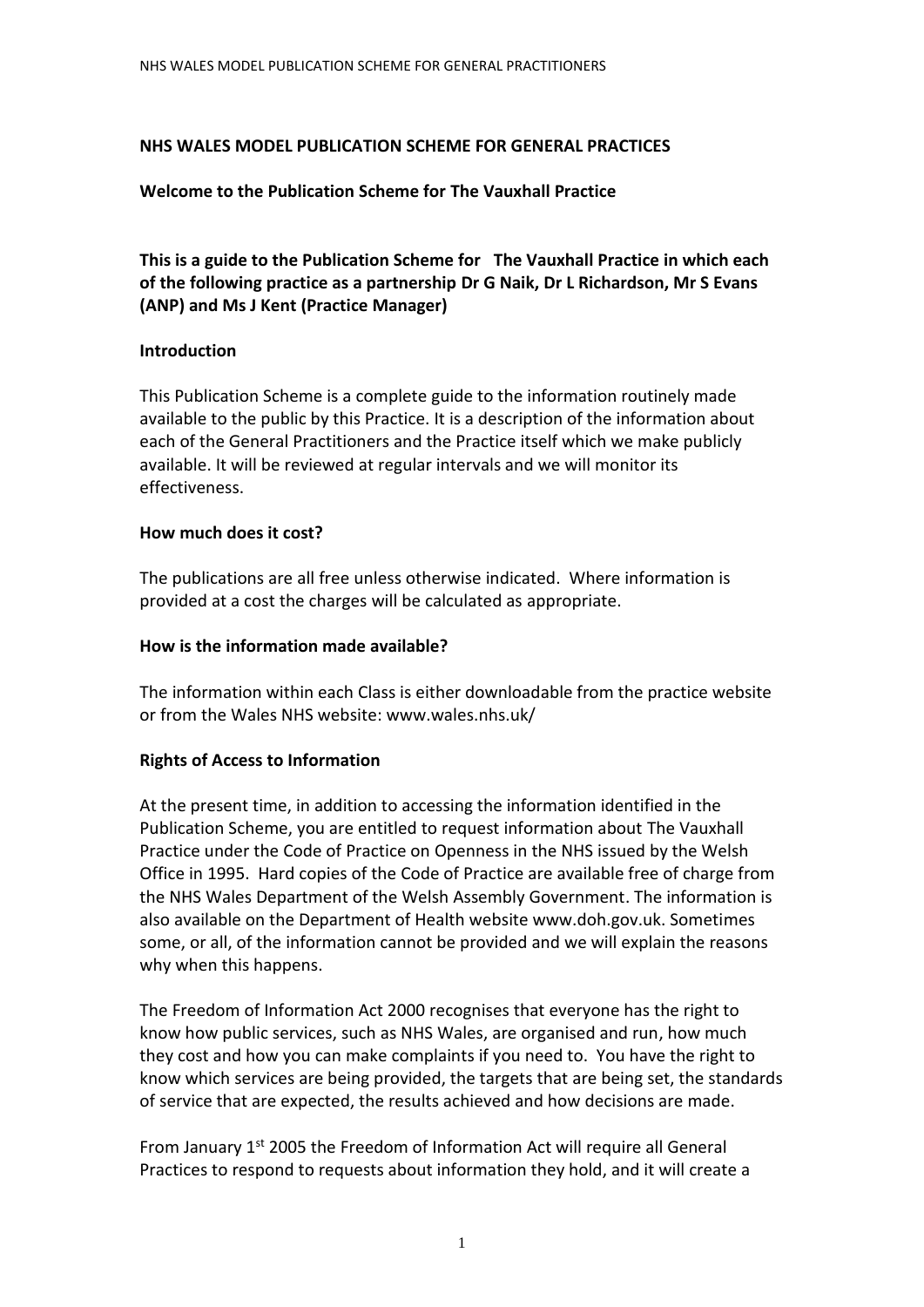**NHS WALES MODEL PUBLICATION SCHEME FOR GENERAL PRACTICES**

**Welcome to the Publication Scheme for The Vauxhall Practice**

**This is a guide to the Publication Scheme for The Vauxhall Practice in which each of the following practice as a partnership Dr G Naik, Dr L Richardson, Mr S Evans (ANP) and Ms J Kent (Practice Manager)**

**Introduction**

This Publication Scheme is a complete guide to the information routinely made available to the public by this Practice. It is a description of the information about each of the General Practitioners and the Practice itself which we make publicly available. It will be reviewed at regular intervals and we will monitor its effectiveness.

**How much does it cost?**

The publications are all free unless otherwise indicated. Where information is provided at a cost the charges will be calculated as appropriate.

**How is the information made available?**

The information within each Class is either downloadable from the practice website or from the Wales NHS website: www.wales.nhs.uk/

**Rights of Access to Information**

At the present time, in addition to accessing the information identified in the Publication Scheme, you are entitled to request information about The Vauxhall Practice under the Code of Practice on Openness in the NHS issued by the Welsh Office in 1995. Hard copies of the Code of Practice are available free of charge from the NHS Wales Department of the Welsh Assembly Government. The information is also available on the Department of Health website www.doh.gov.uk. Sometimes some, or all, of the information cannot be provided and we will explain the reasons why when this happens.

The Freedom of Information Act 2000 recognises that everyone has the right to know how public services, such as NHS Wales, are organised and run, how much they cost and how you can make complaints if you need to. You have the right to know which services are being provided, the targets that are being set, the standards of service that are expected, the results achieved and how decisions are made.

From January 1st 2005 the Freedom of Information Act will require all General Practices to respond to requests about information they hold, and it will create a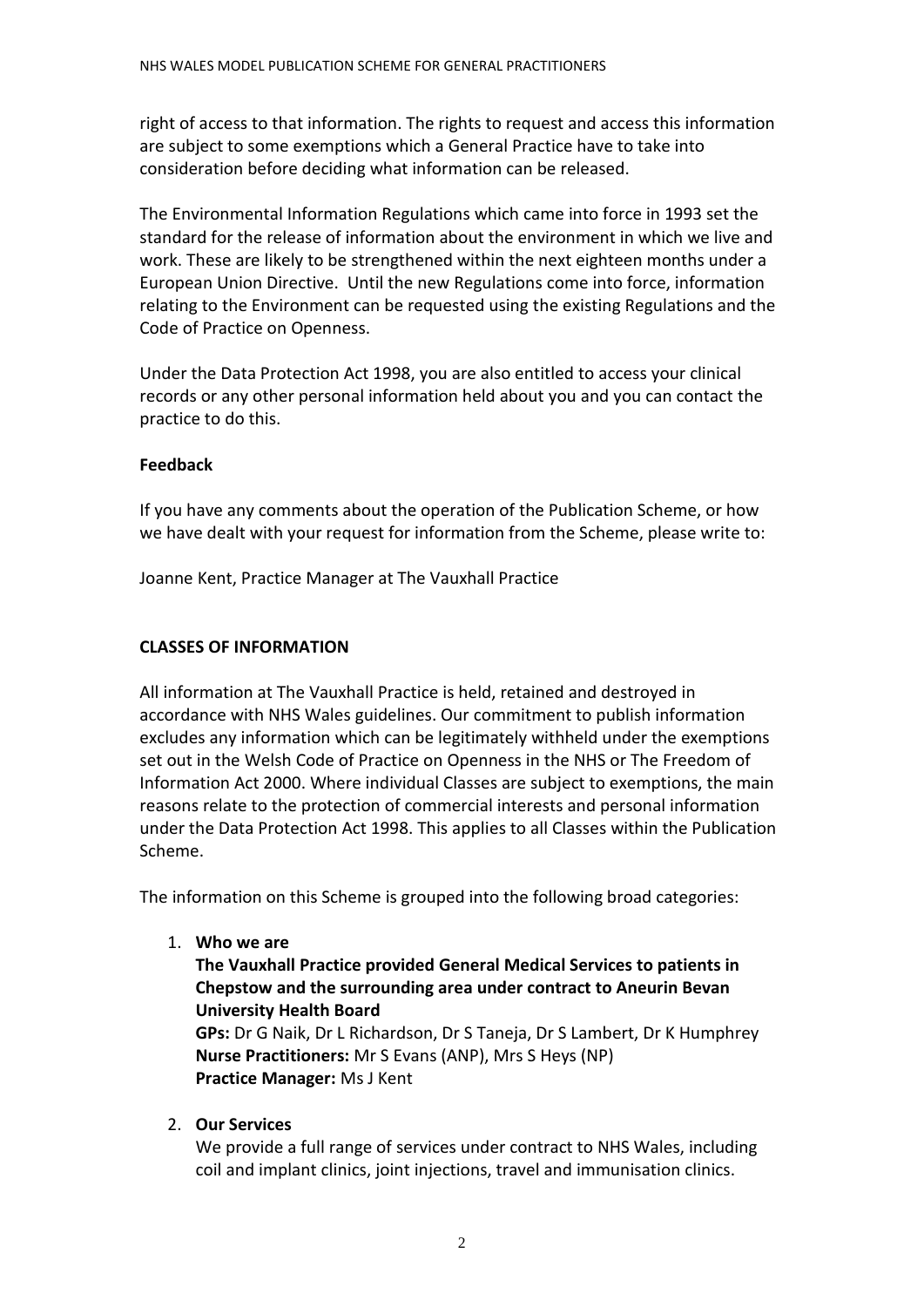right of access to that information. The rights to request and access this information are subject to some exemptions which a General Practice have to take into consideration before deciding what information can be released.

The Environmental Information Regulations which came into force in 1993 set the standard for the release of information about the environment in which we live and work. These are likely to be strengthened within the next eighteen months under a European Union Directive. Until the new Regulations come into force, information relating to the Environment can be requested using the existing Regulations and the Code of Practice on Openness.

Under the Data Protection Act 1998, you are also entitled to access your clinical records or any other personal information held about you and you can contact the practice to do this.

**Feedback**

If you have any comments about the operation of the Publication Scheme, or how we have dealt with your request for information from the Scheme, please write to:

Joanne Kent, Practice Manager at The Vauxhall Practice

**CLASSES OF INFORMATION**

All information at The Vauxhall Practice is held, retained and destroyed in accordance with NHS Wales guidelines. Our commitment to publish information excludes any information which can be legitimately withheld under the exemptions set out in the Welsh Code of Practice on Openness in the NHS or The Freedom of Information Act 2000. Where individual Classes are subject to exemptions, the main reasons relate to the protection of commercial interests and personal information under the Data Protection Act 1998. This applies to all Classes within the Publication Scheme.

The information on this Scheme is grouped into the following broad categories:

1. **Who we are**
   **The Vauxhall Practice provided General Medical Services to patients in Chepstow and the surrounding area under contract to Aneurin Bevan University Health Board**
   **GPs:** Dr G Naik, Dr L Richardson, Dr S Taneja, Dr S Lambert, Dr K Humphrey
   **Nurse Practitioners:** Mr S Evans (ANP), Mrs S Heys (NP)
   **Practice Manager:** Ms J Kent

2. **Our Services**
   We provide a full range of services under contract to NHS Wales, including coil and implant clinics, joint injections, travel and immunisation clinics.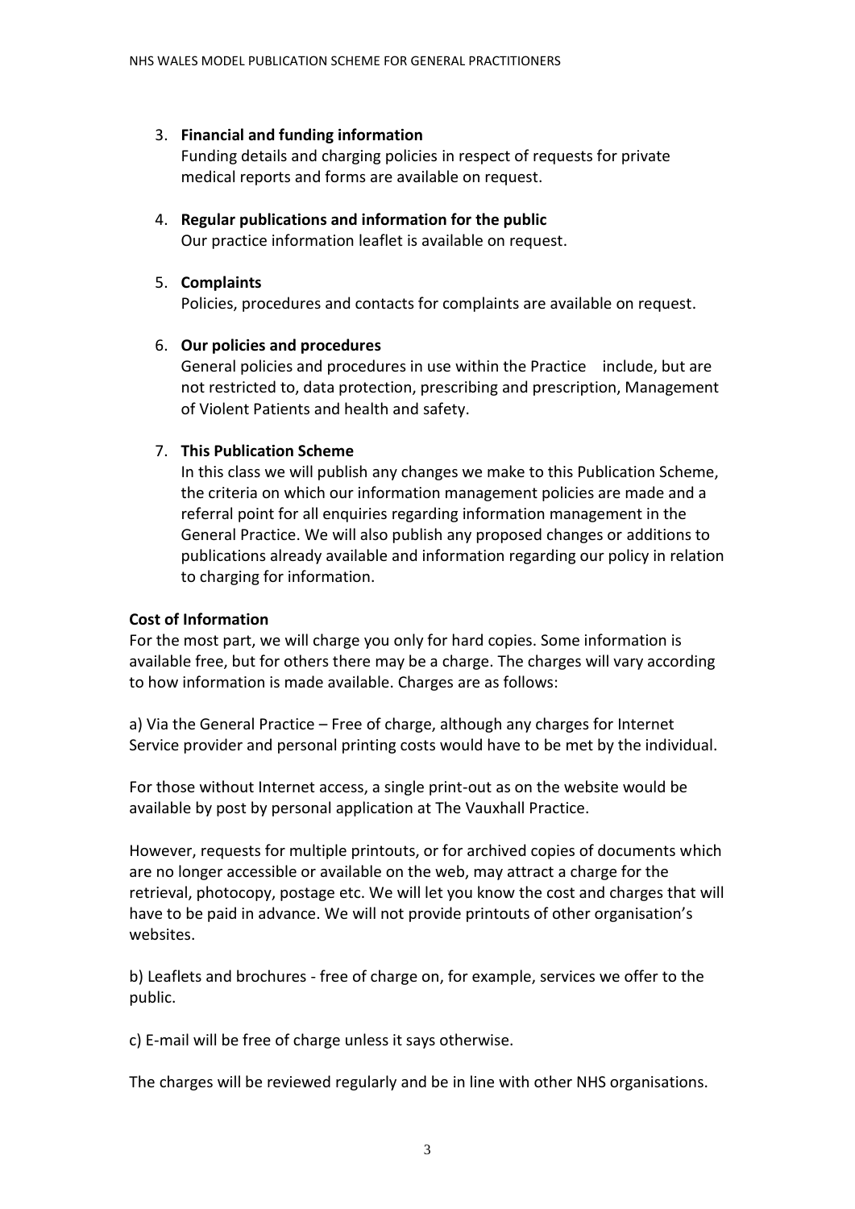3. **Financial and funding information**
   Funding details and charging policies in respect of requests for private medical reports and forms are available on request.

4. **Regular publications and information for the public**
   Our practice information leaflet is available on request.

5. **Complaints**
   Policies, procedures and contacts for complaints are available on request.

6. **Our policies and procedures**
   General policies and procedures in use within the Practice include, but are not restricted to, data protection, prescribing and prescription, Management of Violent Patients and health and safety.

7. **This Publication Scheme**
   In this class we will publish any changes we make to this Publication Scheme, the criteria on which our information management policies are made and a referral point for all enquiries regarding information management in the General Practice. We will also publish any proposed changes or additions to publications already available and information regarding our policy in relation to charging for information.

**Cost of Information**

For the most part, we will charge you only for hard copies. Some information is available free, but for others there may be a charge. The charges will vary according to how information is made available. Charges are as follows:

a) Via the General Practice – Free of charge, although any charges for Internet Service provider and personal printing costs would have to be met by the individual.

For those without Internet access, a single print-out as on the website would be available by post by personal application at The Vauxhall Practice.

However, requests for multiple printouts, or for archived copies of documents which are no longer accessible or available on the web, may attract a charge for the retrieval, photocopy, postage etc. We will let you know the cost and charges that will have to be paid in advance. We will not provide printouts of other organisation's websites.

b) Leaflets and brochures - free of charge on, for example, services we offer to the public.

c) E-mail will be free of charge unless it says otherwise.

The charges will be reviewed regularly and be in line with other NHS organisations.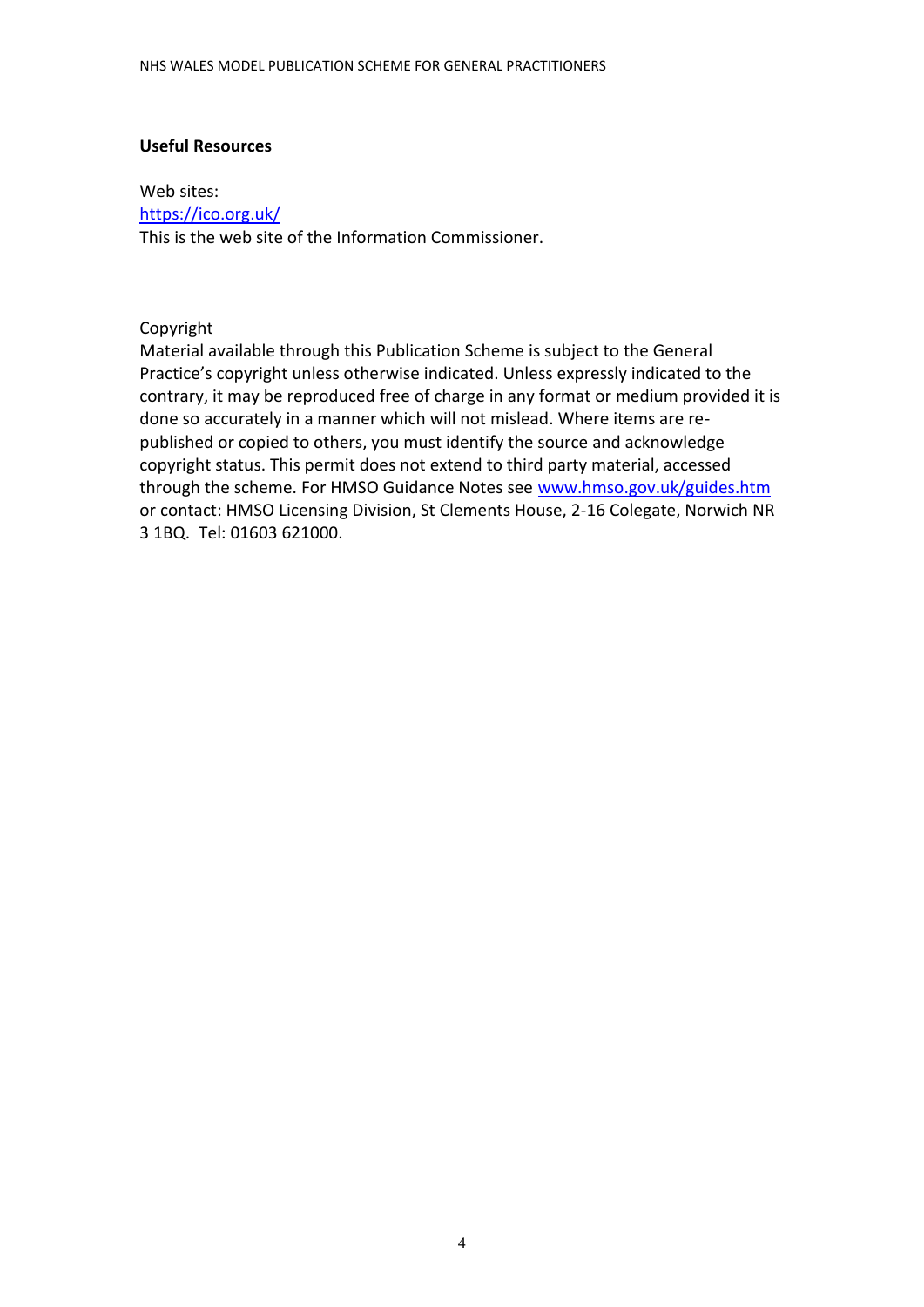**Useful Resources**

Web sites:
[https://ico.org.uk/](https://ico.org.uk/)
This is the web site of the Information Commissioner.

Copyright
Material available through this Publication Scheme is subject to the General Practice's copyright unless otherwise indicated. Unless expressly indicated to the contrary, it may be reproduced free of charge in any format or medium provided it is done so accurately in a manner which will not mislead. Where items are re-published or copied to others, you must identify the source and acknowledge copyright status. This permit does not extend to third party material, accessed through the scheme. For HMSO Guidance Notes see [www.hmso.gov.uk/guides.htm](www.hmso.gov.uk/guides.htm) or contact: HMSO Licensing Division, St Clements House, 2-16 Colegate, Norwich NR 3 1BQ. Tel: 01603 621000.